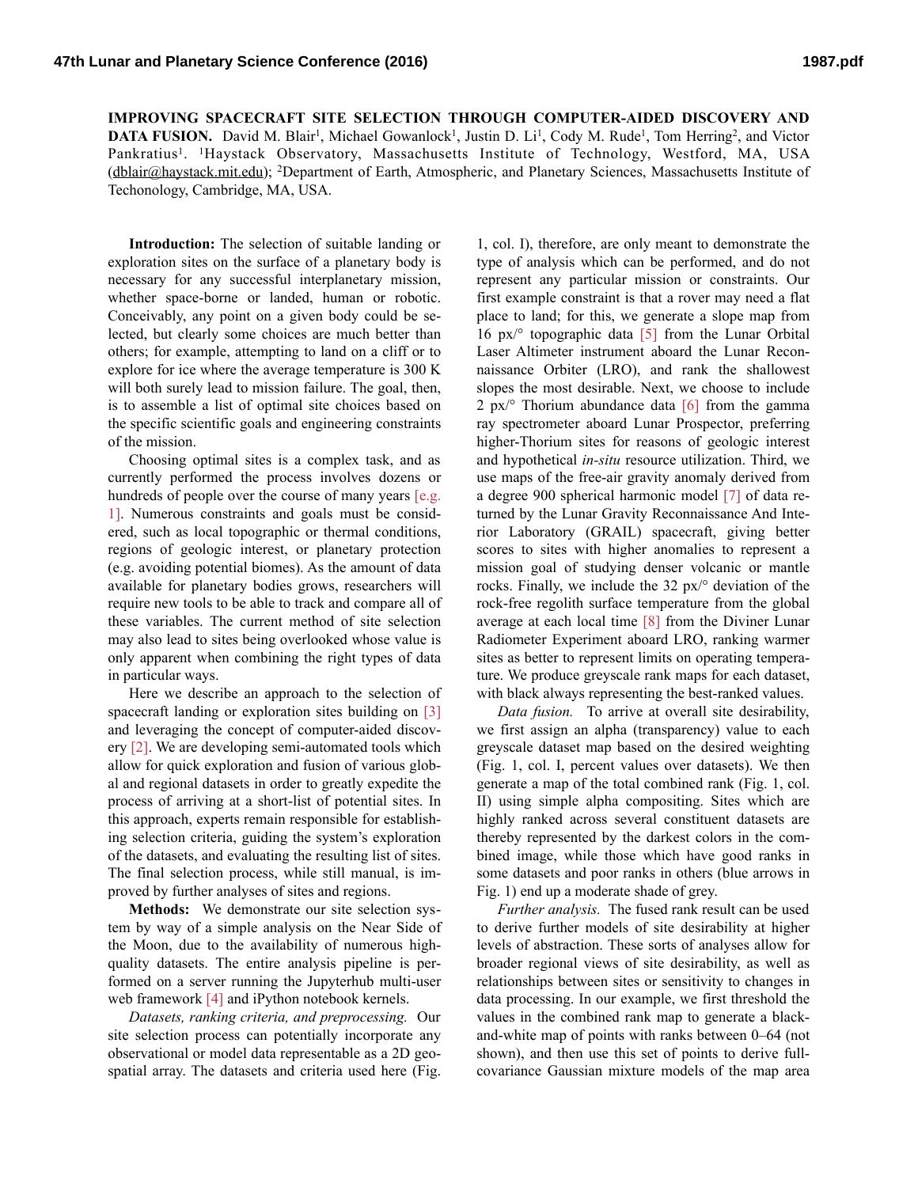**IMPROVING SPACECRAFT SITE SELECTION THROUGH COMPUTER-AIDED DISCOVERY AND DATA FUSION.** David M. Blair[1], Michael Gowanlock[1], Justin D. Li[1], Cody M. Rude[1], Tom Herring[2], and Victor Pankratius[1]. [1]Haystack Observatory, Massachusetts Institute of Technology, Westford, MA, USA (dblair@haystack.mit.edu); [2]Department of Earth, Atmospheric, and Planetary Sciences, Massachusetts Institute of Techonology, Cambridge, MA, USA.

**Introduction:** The selection of suitable landing or exploration sites on the surface of a planetary body is necessary for any successful interplanetary mission, whether space-borne or landed, human or robotic. Conceivably, any point on a given body could be selected, but clearly some choices are much better than others; for example, attempting to land on a cliff or to explore for ice where the average temperature is 300 K will both surely lead to mission failure. The goal, then, is to assemble a list of optimal site choices based on the specific scientific goals and engineering constraints of the mission.

Choosing optimal sites is a complex task, and as currently performed the process involves dozens or hundreds of people over the course of many years [e.g. 1]. Numerous constraints and goals must be considered, such as local topographic or thermal conditions, regions of geologic interest, or planetary protection (e.g. avoiding potential biomes). As the amount of data available for planetary bodies grows, researchers will require new tools to be able to track and compare all of these variables. The current method of site selection may also lead to sites being overlooked whose value is only apparent when combining the right types of data in particular ways.

Here we describe an approach to the selection of spacecraft landing or exploration sites building on [3] and leveraging the concept of computer-aided discovery [2]. We are developing semi-automated tools which allow for quick exploration and fusion of various global and regional datasets in order to greatly expedite the process of arriving at a short-list of potential sites. In this approach, experts remain responsible for establishing selection criteria, guiding the system's exploration of the datasets, and evaluating the resulting list of sites. The final selection process, while still manual, is improved by further analyses of sites and regions.

**Methods:** We demonstrate our site selection system by way of a simple analysis on the Near Side of the Moon, due to the availability of numerous high-quality datasets. The entire analysis pipeline is performed on a server running the Jupyterhub multi-user web framework [4] and iPython notebook kernels.

*Datasets, ranking criteria, and preprocessing.* Our site selection process can potentially incorporate any observational or model data representable as a 2D geospatial array. The datasets and criteria used here (Fig. 1, col. I), therefore, are only meant to demonstrate the type of analysis which can be performed, and do not represent any particular mission or constraints. Our first example constraint is that a rover may need a flat place to land; for this, we generate a slope map from 16 px/° topographic data [5] from the Lunar Orbital Laser Altimeter instrument aboard the Lunar Reconnaissance Orbiter (LRO), and rank the shallowest slopes the most desirable. Next, we choose to include 2 px/° Thorium abundance data [6] from the gamma ray spectrometer aboard Lunar Prospector, preferring higher-Thorium sites for reasons of geologic interest and hypothetical *in-situ* resource utilization. Third, we use maps of the free-air gravity anomaly derived from a degree 900 spherical harmonic model [7] of data returned by the Lunar Gravity Reconnaissance And Interior Laboratory (GRAIL) spacecraft, giving better scores to sites with higher anomalies to represent a mission goal of studying denser volcanic or mantle rocks. Finally, we include the 32 px/° deviation of the rock-free regolith surface temperature from the global average at each local time [8] from the Diviner Lunar Radiometer Experiment aboard LRO, ranking warmer sites as better to represent limits on operating temperature. We produce greyscale rank maps for each dataset, with black always representing the best-ranked values.

*Data fusion.* To arrive at overall site desirability, we first assign an alpha (transparency) value to each greyscale dataset map based on the desired weighting (Fig. 1, col. I, percent values over datasets). We then generate a map of the total combined rank (Fig. 1, col. II) using simple alpha compositing. Sites which are highly ranked across several constituent datasets are thereby represented by the darkest colors in the combined image, while those which have good ranks in some datasets and poor ranks in others (blue arrows in Fig. 1) end up a moderate shade of grey.

*Further analysis.* The fused rank result can be used to derive further models of site desirability at higher levels of abstraction. These sorts of analyses allow for broader regional views of site desirability, as well as relationships between sites or sensitivity to changes in data processing. In our example, we first threshold the values in the combined rank map to generate a black-and-white map of points with ranks between 0–64 (not shown), and then use this set of points to derive full-covariance Gaussian mixture models of the map area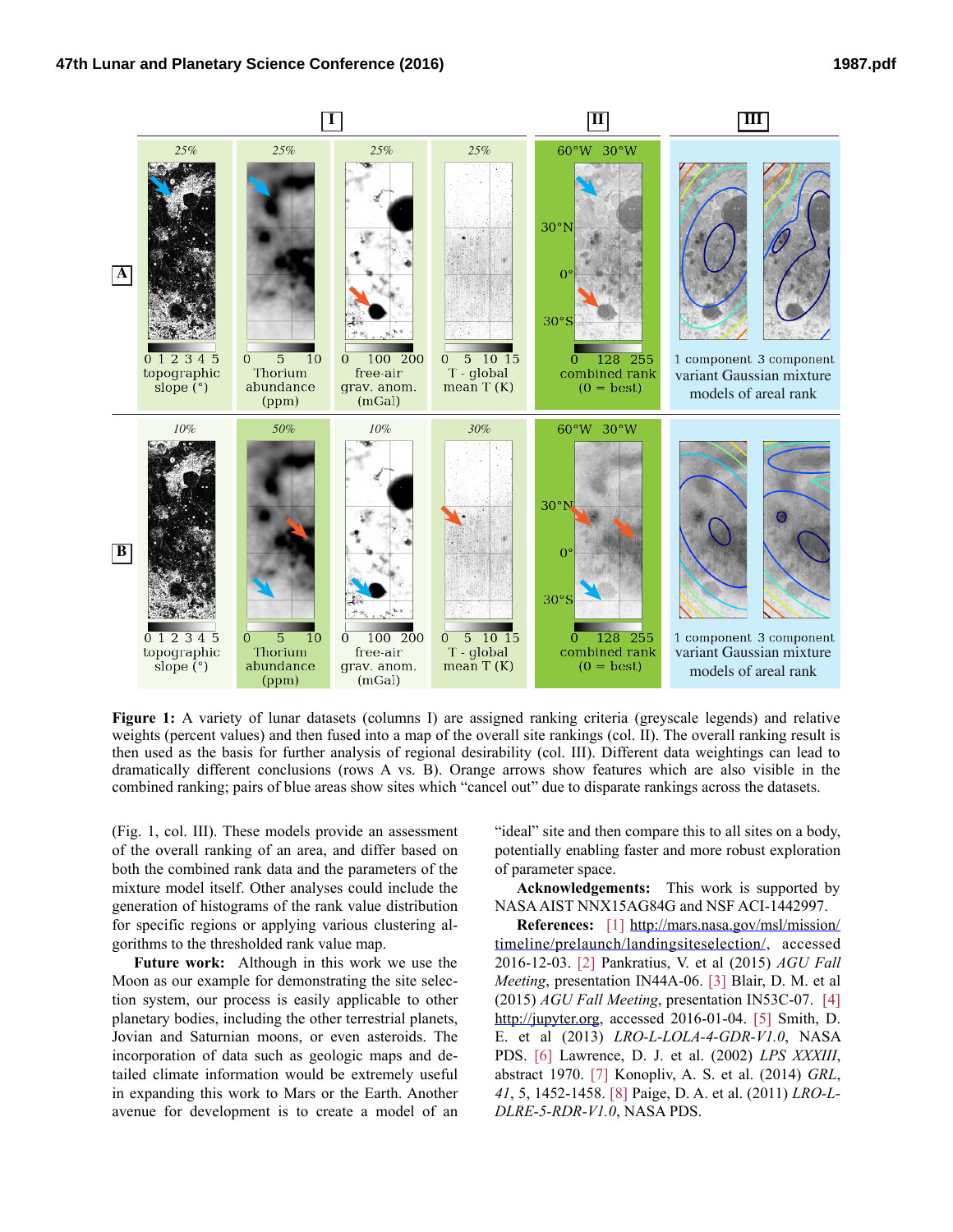I

II

III

A

25%

0 1 2 3 4 5
topographic
slope (°)

25%

0 5 10
Thorium
abundance
(ppm)

25%

0 100 200
free-air
grav. anom.
(mGal)

25%

0 5 10 15
T - global
mean T (K)

60°W 30°W

30°N

0°

30°S

0 128 255
combined rank
(0 = best)

1 component 3 component
variant Gaussian mixture
models of areal rank

B

10%

0 1 2 3 4 5
topographic
slope (°)

50%

0 5 10
Thorium
abundance
(ppm)

10%

0 100 200
free-air
grav. anom.
(mGal)

30%

0 5 10 15
T - global
mean T (K)

60°W 30°W

30°N

0°

30°S

0 128 255
combined rank
(0 = best)

1 component 3 component
variant Gaussian mixture
models of areal rank

**Figure 1:** A variety of lunar datasets (columns I) are assigned ranking criteria (greyscale legends) and relative weights (percent values) and then fused into a map of the overall site rankings (col. II). The overall ranking result is then used as the basis for further analysis of regional desirability (col. III). Different data weightings can lead to dramatically different conclusions (rows A vs. B). Orange arrows show features which are also visible in the combined ranking; pairs of blue areas show sites which "cancel out" due to disparate rankings across the datasets.

(Fig. 1, col. III). These models provide an assessment of the overall ranking of an area, and differ based on both the combined rank data and the parameters of the mixture model itself. Other analyses could include the generation of histograms of the rank value distribution for specific regions or applying various clustering algorithms to the thresholded rank value map.

**Future work:** Although in this work we use the Moon as our example for demonstrating the site selection system, our process is easily applicable to other planetary bodies, including the other terrestrial planets, Jovian and Saturnian moons, or even asteroids. The incorporation of data such as geologic maps and detailed climate information would be extremely useful in expanding this work to Mars or the Earth. Another avenue for development is to create a model of an "ideal" site and then compare this to all sites on a body, potentially enabling faster and more robust exploration of parameter space.

**Acknowledgements:** This work is supported by NASA AIST NNX15AG84G and NSF ACI-1442997.

**References:** [1] http://mars.nasa.gov/msl/mission/timeline/prelaunch/landingsiteselection/, accessed 2016-12-03. [2] Pankratius, V. et al (2015) *AGU Fall Meeting*, presentation IN44A-06. [3] Blair, D. M. et al (2015) *AGU Fall Meeting*, presentation IN53C-07. [4] http://jupyter.org, accessed 2016-01-04. [5] Smith, D. E. et al (2013) *LRO-L-LOLA-4-GDR-V1.0*, NASA PDS. [6] Lawrence, D. J. et al. (2002) *LPS XXXIII*, abstract 1970. [7] Konopliv, A. S. et al. (2014) *GRL*, *41*, 5, 1452-1458. [8] Paige, D. A. et al. (2011) *LRO-L-DLRE-5-RDR-V1.0*, NASA PDS.